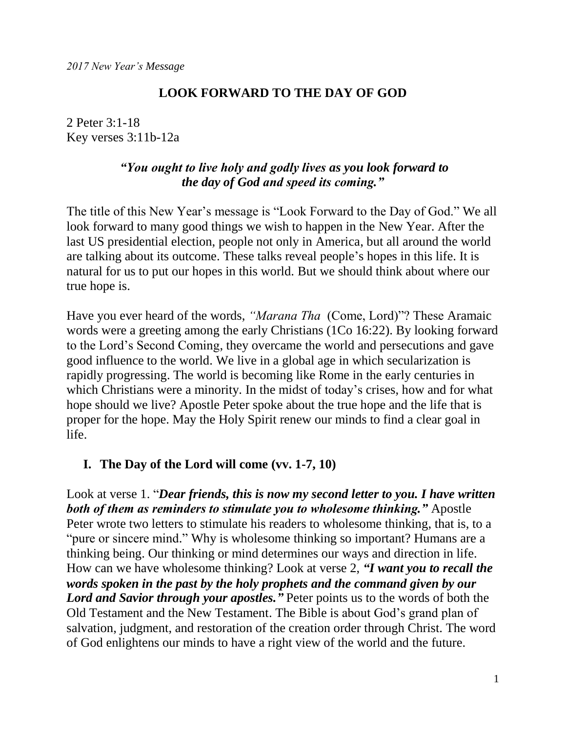*2017 New Year's Message*

# LOOK FORWARD TO THE DAY OF GOD

2 Peter 3:1-18
Key verses 3:11b-12a

***"You ought to live holy and godly lives as you look forward to the day of God and speed its coming."***

The title of this New Year's message is "Look Forward to the Day of God." We all look forward to many good things we wish to happen in the New Year. After the last US presidential election, people not only in America, but all around the world are talking about its outcome. These talks reveal people's hopes in this life. It is natural for us to put our hopes in this world. But we should think about where our true hope is.

Have you ever heard of the words, *"Marana Tha* (Come, Lord)"? These Aramaic words were a greeting among the early Christians (1Co 16:22). By looking forward to the Lord's Second Coming, they overcame the world and persecutions and gave good influence to the world. We live in a global age in which secularization is rapidly progressing. The world is becoming like Rome in the early centuries in which Christians were a minority. In the midst of today's crises, how and for what hope should we live? Apostle Peter spoke about the true hope and the life that is proper for the hope. May the Holy Spirit renew our minds to find a clear goal in life.

## I. The Day of the Lord will come (vv. 1-7, 10)

Look at verse 1. "***Dear friends, this is now my second letter to you. I have written both of them as reminders to stimulate you to wholesome thinking."*** Apostle Peter wrote two letters to stimulate his readers to wholesome thinking, that is, to a "pure or sincere mind." Why is wholesome thinking so important? Humans are a thinking being. Our thinking or mind determines our ways and direction in life. How can we have wholesome thinking? Look at verse 2, ***"I want you to recall the words spoken in the past by the holy prophets and the command given by our Lord and Savior through your apostles."*** Peter points us to the words of both the Old Testament and the New Testament. The Bible is about God's grand plan of salvation, judgment, and restoration of the creation order through Christ. The word of God enlightens our minds to have a right view of the world and the future.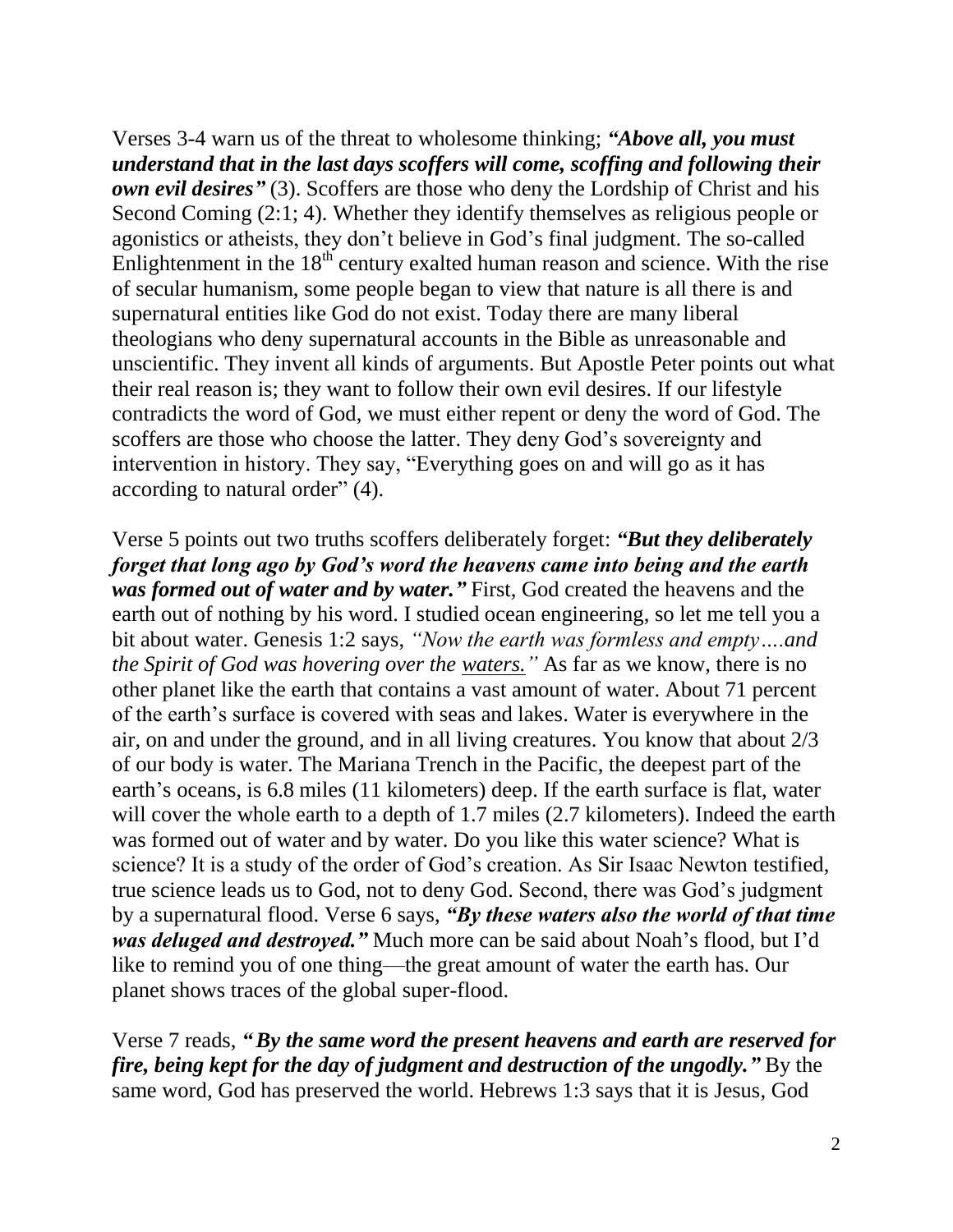Verses 3-4 warn us of the threat to wholesome thinking; ***"Above all, you must understand that in the last days scoffers will come, scoffing and following their own evil desires"*** (3). Scoffers are those who deny the Lordship of Christ and his Second Coming (2:1; 4). Whether they identify themselves as religious people or agonistics or atheists, they don't believe in God's final judgment. The so-called Enlightenment in the 18th century exalted human reason and science. With the rise of secular humanism, some people began to view that nature is all there is and supernatural entities like God do not exist. Today there are many liberal theologians who deny supernatural accounts in the Bible as unreasonable and unscientific. They invent all kinds of arguments. But Apostle Peter points out what their real reason is; they want to follow their own evil desires. If our lifestyle contradicts the word of God, we must either repent or deny the word of God. The scoffers are those who choose the latter. They deny God's sovereignty and intervention in history. They say, "Everything goes on and will go as it has according to natural order" (4).

Verse 5 points out two truths scoffers deliberately forget: ***"But they deliberately forget that long ago by God's word the heavens came into being and the earth was formed out of water and by water."*** First, God created the heavens and the earth out of nothing by his word. I studied ocean engineering, so let me tell you a bit about water. Genesis 1:2 says, *"Now the earth was formless and empty….and the Spirit of God was hovering over the <u>waters.</u>"* As far as we know, there is no other planet like the earth that contains a vast amount of water. About 71 percent of the earth's surface is covered with seas and lakes. Water is everywhere in the air, on and under the ground, and in all living creatures. You know that about 2/3 of our body is water. The Mariana Trench in the Pacific, the deepest part of the earth's oceans, is 6.8 miles (11 kilometers) deep. If the earth surface is flat, water will cover the whole earth to a depth of 1.7 miles (2.7 kilometers). Indeed the earth was formed out of water and by water. Do you like this water science? What is science? It is a study of the order of God's creation. As Sir Isaac Newton testified, true science leads us to God, not to deny God. Second, there was God's judgment by a supernatural flood. Verse 6 says, ***"By these waters also the world of that time was deluged and destroyed."*** Much more can be said about Noah's flood, but I'd like to remind you of one thing—the great amount of water the earth has. Our planet shows traces of the global super-flood.

Verse 7 reads, ***"By the same word the present heavens and earth are reserved for fire, being kept for the day of judgment and destruction of the ungodly."*** By the same word, God has preserved the world. Hebrews 1:3 says that it is Jesus, God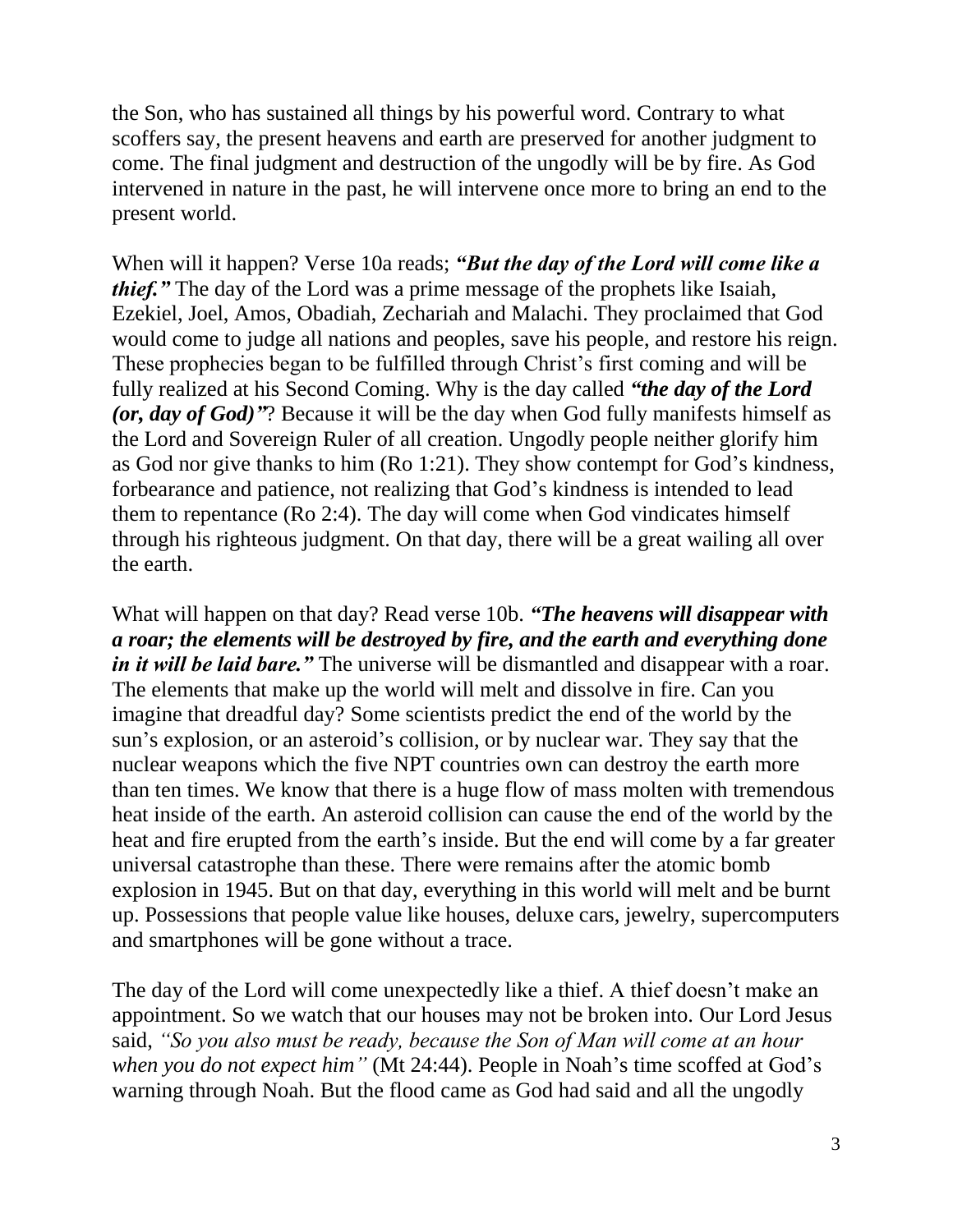the Son, who has sustained all things by his powerful word. Contrary to what scoffers say, the present heavens and earth are preserved for another judgment to come. The final judgment and destruction of the ungodly will be by fire. As God intervened in nature in the past, he will intervene once more to bring an end to the present world.

When will it happen? Verse 10a reads; ***"But the day of the Lord will come like a thief."*** The day of the Lord was a prime message of the prophets like Isaiah, Ezekiel, Joel, Amos, Obadiah, Zechariah and Malachi. They proclaimed that God would come to judge all nations and peoples, save his people, and restore his reign. These prophecies began to be fulfilled through Christ's first coming and will be fully realized at his Second Coming. Why is the day called ***"the day of the Lord (or, day of God)"***? Because it will be the day when God fully manifests himself as the Lord and Sovereign Ruler of all creation. Ungodly people neither glorify him as God nor give thanks to him (Ro 1:21). They show contempt for God's kindness, forbearance and patience, not realizing that God's kindness is intended to lead them to repentance (Ro 2:4). The day will come when God vindicates himself through his righteous judgment. On that day, there will be a great wailing all over the earth.

What will happen on that day? Read verse 10b. ***"The heavens will disappear with a roar; the elements will be destroyed by fire, and the earth and everything done in it will be laid bare."*** The universe will be dismantled and disappear with a roar. The elements that make up the world will melt and dissolve in fire. Can you imagine that dreadful day? Some scientists predict the end of the world by the sun's explosion, or an asteroid's collision, or by nuclear war. They say that the nuclear weapons which the five NPT countries own can destroy the earth more than ten times. We know that there is a huge flow of mass molten with tremendous heat inside of the earth. An asteroid collision can cause the end of the world by the heat and fire erupted from the earth's inside. But the end will come by a far greater universal catastrophe than these. There were remains after the atomic bomb explosion in 1945. But on that day, everything in this world will melt and be burnt up. Possessions that people value like houses, deluxe cars, jewelry, supercomputers and smartphones will be gone without a trace.

The day of the Lord will come unexpectedly like a thief. A thief doesn't make an appointment. So we watch that our houses may not be broken into. Our Lord Jesus said, *"So you also must be ready, because the Son of Man will come at an hour when you do not expect him"* (Mt 24:44). People in Noah's time scoffed at God's warning through Noah. But the flood came as God had said and all the ungodly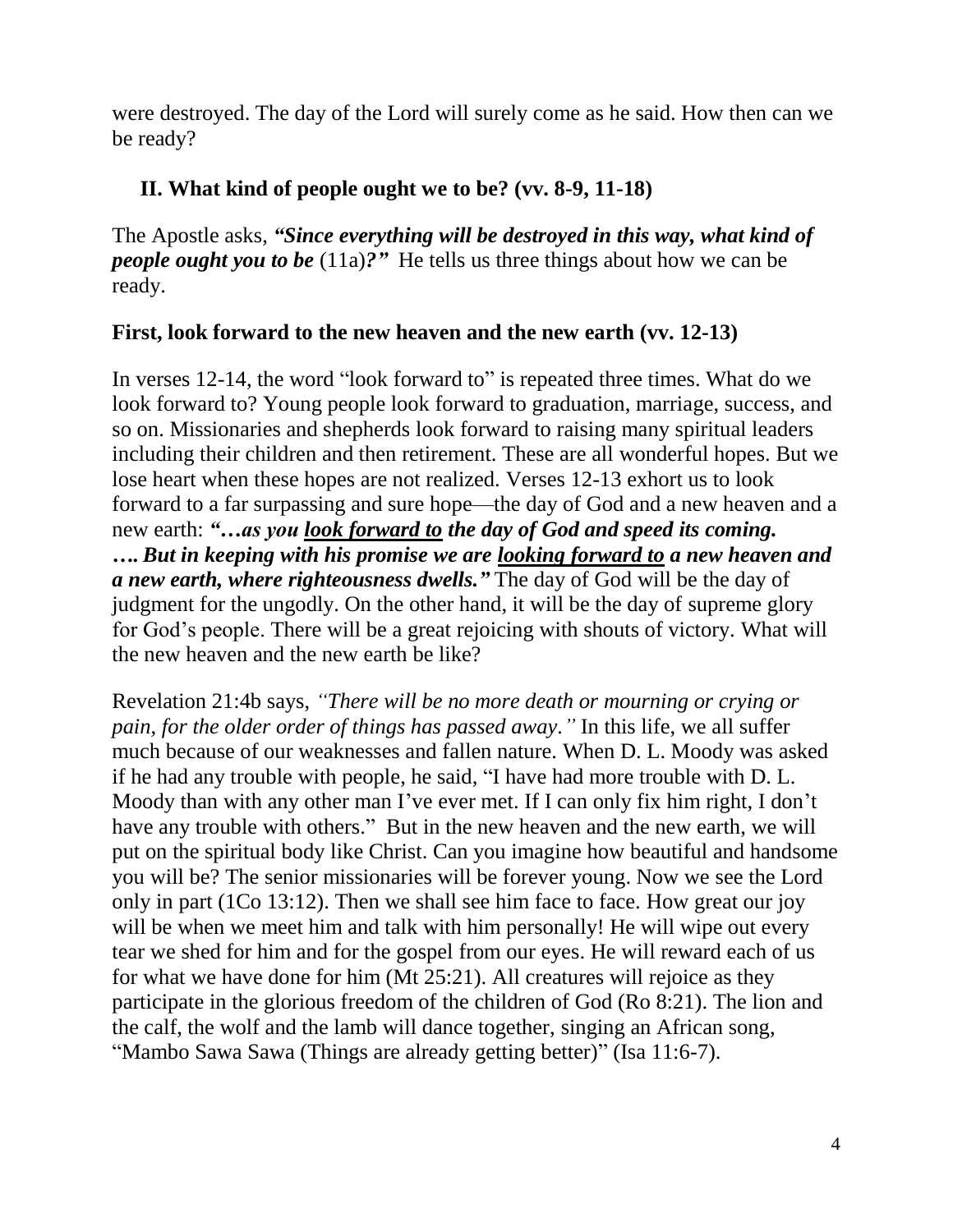were destroyed. The day of the Lord will surely come as he said. How then can we be ready?

## II. What kind of people ought we to be? (vv. 8-9, 11-18)

The Apostle asks, ***"Since everything will be destroyed in this way, what kind of people ought you to be*** (11a)***?"*** He tells us three things about how we can be ready.

### First, look forward to the new heaven and the new earth (vv. 12-13)

In verses 12-14, the word "look forward to" is repeated three times. What do we look forward to? Young people look forward to graduation, marriage, success, and so on. Missionaries and shepherds look forward to raising many spiritual leaders including their children and then retirement. These are all wonderful hopes. But we lose heart when these hopes are not realized. Verses 12-13 exhort us to look forward to a far surpassing and sure hope—the day of God and a new heaven and a new earth: ***"…as you <u>look forward to</u> the day of God and speed its coming. …. But in keeping with his promise we are <u>looking forward to</u> a new heaven and a new earth, where righteousness dwells."*** The day of God will be the day of judgment for the ungodly. On the other hand, it will be the day of supreme glory for God's people. There will be a great rejoicing with shouts of victory. What will the new heaven and the new earth be like?

Revelation 21:4b says, *"There will be no more death or mourning or crying or pain, for the older order of things has passed away."* In this life, we all suffer much because of our weaknesses and fallen nature. When D. L. Moody was asked if he had any trouble with people, he said, "I have had more trouble with D. L. Moody than with any other man I've ever met. If I can only fix him right, I don't have any trouble with others." But in the new heaven and the new earth, we will put on the spiritual body like Christ. Can you imagine how beautiful and handsome you will be? The senior missionaries will be forever young. Now we see the Lord only in part (1Co 13:12). Then we shall see him face to face. How great our joy will be when we meet him and talk with him personally! He will wipe out every tear we shed for him and for the gospel from our eyes. He will reward each of us for what we have done for him (Mt 25:21). All creatures will rejoice as they participate in the glorious freedom of the children of God (Ro 8:21). The lion and the calf, the wolf and the lamb will dance together, singing an African song, "Mambo Sawa Sawa (Things are already getting better)" (Isa 11:6-7).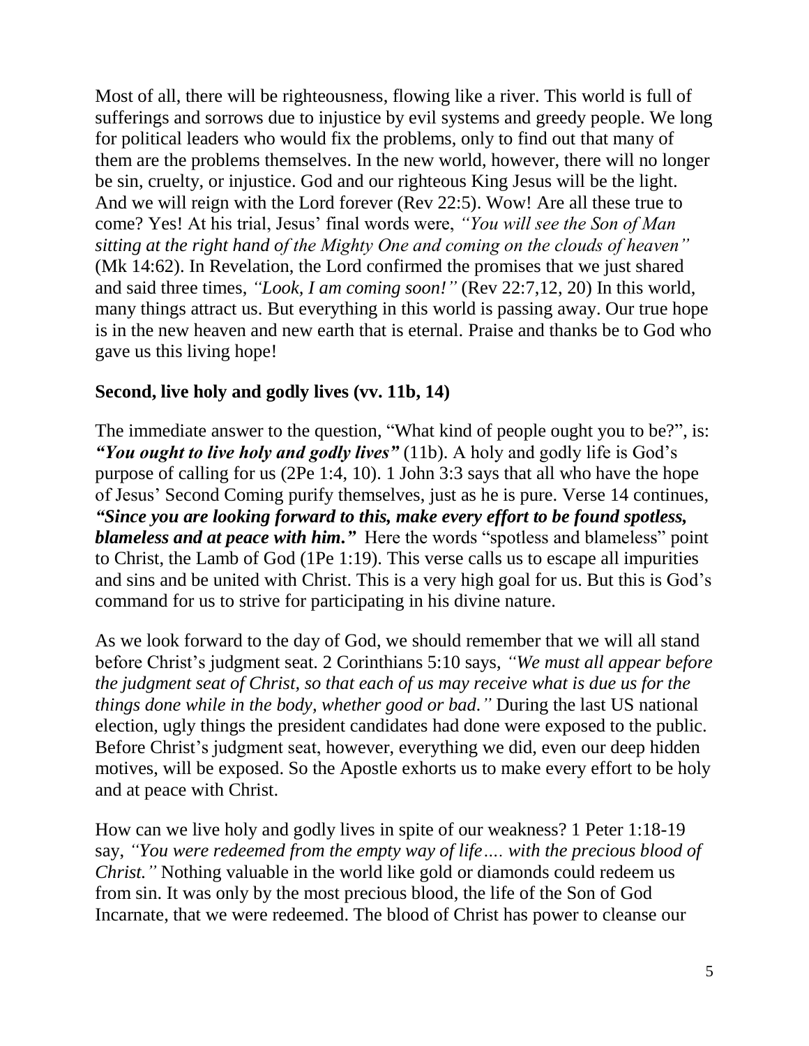Most of all, there will be righteousness, flowing like a river. This world is full of sufferings and sorrows due to injustice by evil systems and greedy people. We long for political leaders who would fix the problems, only to find out that many of them are the problems themselves. In the new world, however, there will no longer be sin, cruelty, or injustice. God and our righteous King Jesus will be the light. And we will reign with the Lord forever (Rev 22:5). Wow! Are all these true to come? Yes! At his trial, Jesus' final words were, *"You will see the Son of Man sitting at the right hand of the Mighty One and coming on the clouds of heaven"* (Mk 14:62). In Revelation, the Lord confirmed the promises that we just shared and said three times, *"Look, I am coming soon!"* (Rev 22:7,12, 20) In this world, many things attract us. But everything in this world is passing away. Our true hope is in the new heaven and new earth that is eternal. Praise and thanks be to God who gave us this living hope!

**Second, live holy and godly lives (vv. 11b, 14)**

The immediate answer to the question, "What kind of people ought you to be?", is: ***"You ought to live holy and godly lives"*** (11b). A holy and godly life is God's purpose of calling for us (2Pe 1:4, 10). 1 John 3:3 says that all who have the hope of Jesus' Second Coming purify themselves, just as he is pure. Verse 14 continues, ***"Since you are looking forward to this, make every effort to be found spotless, blameless and at peace with him."*** Here the words "spotless and blameless" point to Christ, the Lamb of God (1Pe 1:19). This verse calls us to escape all impurities and sins and be united with Christ. This is a very high goal for us. But this is God's command for us to strive for participating in his divine nature.

As we look forward to the day of God, we should remember that we will all stand before Christ's judgment seat. 2 Corinthians 5:10 says, *"We must all appear before the judgment seat of Christ, so that each of us may receive what is due us for the things done while in the body, whether good or bad."* During the last US national election, ugly things the president candidates had done were exposed to the public. Before Christ's judgment seat, however, everything we did, even our deep hidden motives, will be exposed. So the Apostle exhorts us to make every effort to be holy and at peace with Christ.

How can we live holy and godly lives in spite of our weakness? 1 Peter 1:18-19 say, *"You were redeemed from the empty way of life…. with the precious blood of Christ."* Nothing valuable in the world like gold or diamonds could redeem us from sin. It was only by the most precious blood, the life of the Son of God Incarnate, that we were redeemed. The blood of Christ has power to cleanse our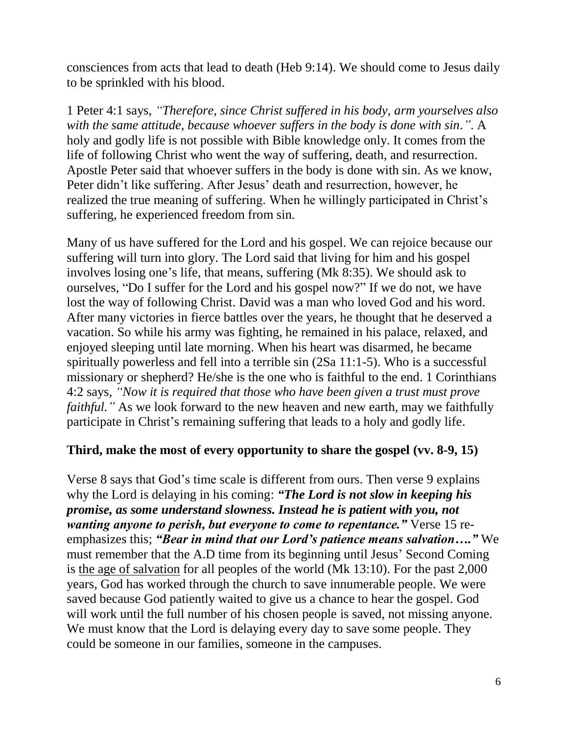consciences from acts that lead to death (Heb 9:14). We should come to Jesus daily to be sprinkled with his blood.

1 Peter 4:1 says, *"Therefore, since Christ suffered in his body, arm yourselves also with the same attitude, because whoever suffers in the body is done with sin."*. A holy and godly life is not possible with Bible knowledge only. It comes from the life of following Christ who went the way of suffering, death, and resurrection. Apostle Peter said that whoever suffers in the body is done with sin. As we know, Peter didn't like suffering. After Jesus' death and resurrection, however, he realized the true meaning of suffering. When he willingly participated in Christ's suffering, he experienced freedom from sin.

Many of us have suffered for the Lord and his gospel. We can rejoice because our suffering will turn into glory. The Lord said that living for him and his gospel involves losing one's life, that means, suffering (Mk 8:35). We should ask to ourselves, "Do I suffer for the Lord and his gospel now?" If we do not, we have lost the way of following Christ. David was a man who loved God and his word. After many victories in fierce battles over the years, he thought that he deserved a vacation. So while his army was fighting, he remained in his palace, relaxed, and enjoyed sleeping until late morning. When his heart was disarmed, he became spiritually powerless and fell into a terrible sin (2Sa 11:1-5). Who is a successful missionary or shepherd? He/she is the one who is faithful to the end. 1 Corinthians 4:2 says, *"Now it is required that those who have been given a trust must prove faithful."* As we look forward to the new heaven and new earth, may we faithfully participate in Christ's remaining suffering that leads to a holy and godly life.

**Third, make the most of every opportunity to share the gospel (vv. 8-9, 15)**

Verse 8 says that God's time scale is different from ours. Then verse 9 explains why the Lord is delaying in his coming: ***"The Lord is not slow in keeping his promise, as some understand slowness. Instead he is patient with you, not wanting anyone to perish, but everyone to come to repentance."*** Verse 15 re-emphasizes this; ***"Bear in mind that our Lord's patience means salvation…."*** We must remember that the A.D time from its beginning until Jesus' Second Coming is <u>the age of salvation</u> for all peoples of the world (Mk 13:10). For the past 2,000 years, God has worked through the church to save innumerable people. We were saved because God patiently waited to give us a chance to hear the gospel. God will work until the full number of his chosen people is saved, not missing anyone. We must know that the Lord is delaying every day to save some people. They could be someone in our families, someone in the campuses.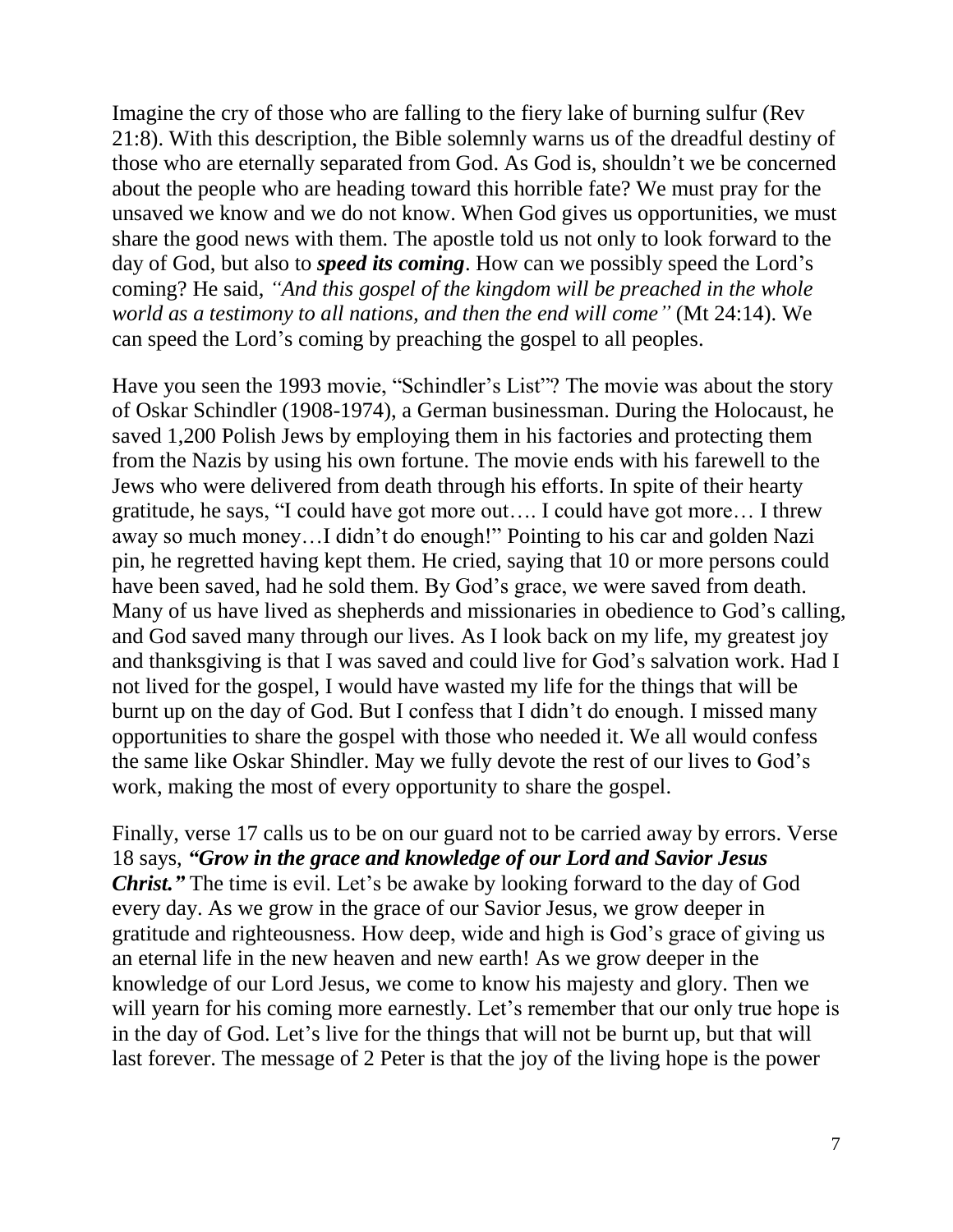Imagine the cry of those who are falling to the fiery lake of burning sulfur (Rev 21:8). With this description, the Bible solemnly warns us of the dreadful destiny of those who are eternally separated from God. As God is, shouldn't we be concerned about the people who are heading toward this horrible fate? We must pray for the unsaved we know and we do not know. When God gives us opportunities, we must share the good news with them. The apostle told us not only to look forward to the day of God, but also to ***speed its coming***. How can we possibly speed the Lord's coming? He said, *"And this gospel of the kingdom will be preached in the whole world as a testimony to all nations, and then the end will come"* (Mt 24:14). We can speed the Lord's coming by preaching the gospel to all peoples.

Have you seen the 1993 movie, "Schindler's List"? The movie was about the story of Oskar Schindler (1908-1974), a German businessman. During the Holocaust, he saved 1,200 Polish Jews by employing them in his factories and protecting them from the Nazis by using his own fortune. The movie ends with his farewell to the Jews who were delivered from death through his efforts. In spite of their hearty gratitude, he says, "I could have got more out…. I could have got more… I threw away so much money…I didn't do enough!" Pointing to his car and golden Nazi pin, he regretted having kept them. He cried, saying that 10 or more persons could have been saved, had he sold them. By God's grace, we were saved from death. Many of us have lived as shepherds and missionaries in obedience to God's calling, and God saved many through our lives. As I look back on my life, my greatest joy and thanksgiving is that I was saved and could live for God's salvation work. Had I not lived for the gospel, I would have wasted my life for the things that will be burnt up on the day of God. But I confess that I didn't do enough. I missed many opportunities to share the gospel with those who needed it. We all would confess the same like Oskar Shindler. May we fully devote the rest of our lives to God's work, making the most of every opportunity to share the gospel.

Finally, verse 17 calls us to be on our guard not to be carried away by errors. Verse 18 says, ***"Grow in the grace and knowledge of our Lord and Savior Jesus Christ."*** The time is evil. Let's be awake by looking forward to the day of God every day. As we grow in the grace of our Savior Jesus, we grow deeper in gratitude and righteousness. How deep, wide and high is God's grace of giving us an eternal life in the new heaven and new earth! As we grow deeper in the knowledge of our Lord Jesus, we come to know his majesty and glory. Then we will yearn for his coming more earnestly. Let's remember that our only true hope is in the day of God. Let's live for the things that will not be burnt up, but that will last forever. The message of 2 Peter is that the joy of the living hope is the power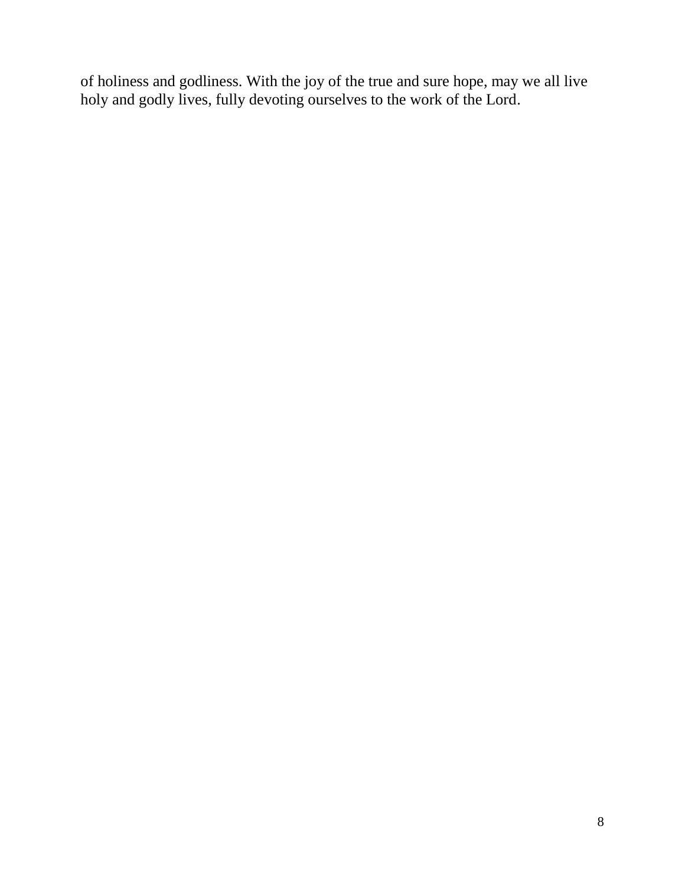of holiness and godliness. With the joy of the true and sure hope, may we all live holy and godly lives, fully devoting ourselves to the work of the Lord.